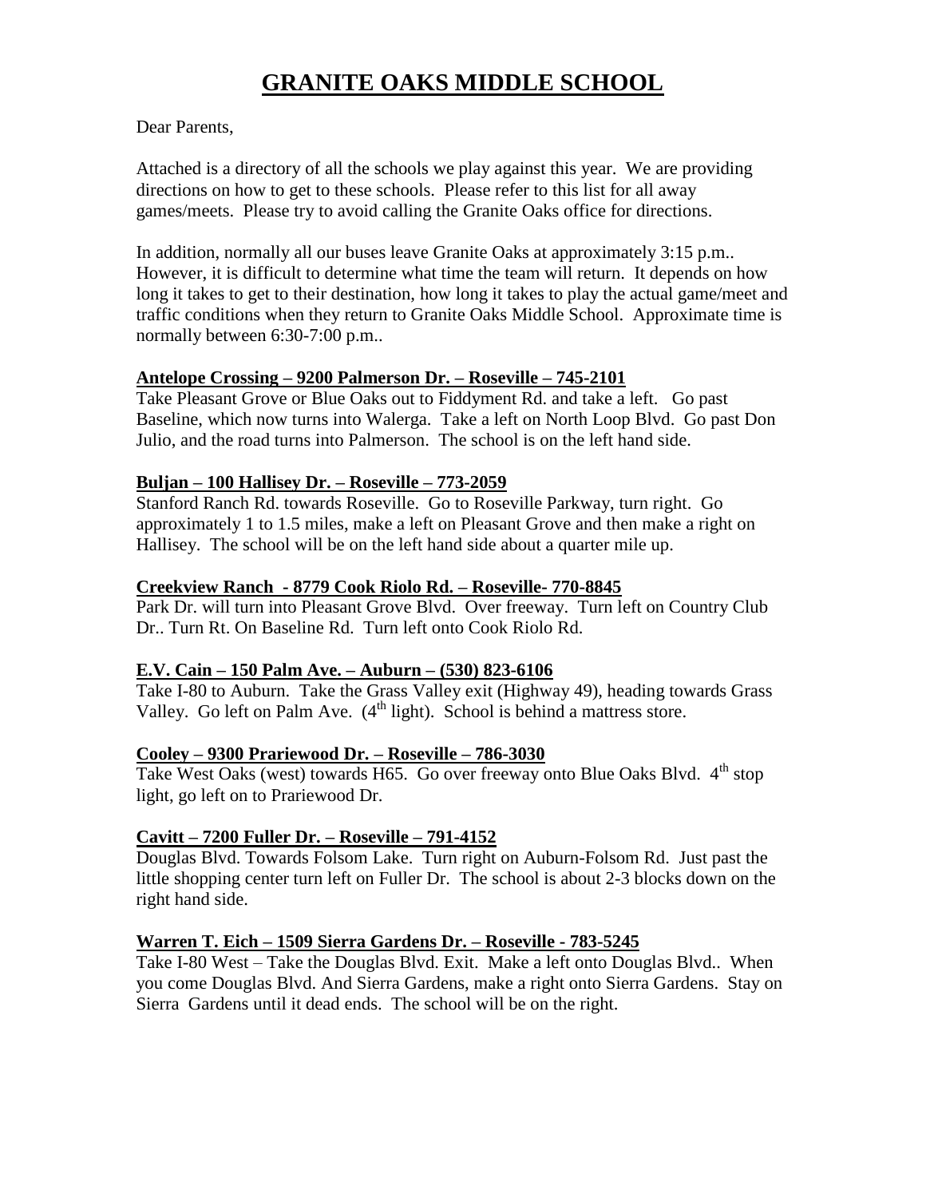# GRANITE OAKS MIDDLE SCHOOL

Dear Parents,

Attached is a directory of all the schools we play against this year. We are providing directions on how to get to these schools. Please refer to this list for all away games/meets. Please try to avoid calling the Granite Oaks office for directions.

In addition, normally all our buses leave Granite Oaks at approximately 3:15 p.m.. However, it is difficult to determine what time the team will return. It depends on how long it takes to get to their destination, how long it takes to play the actual game/meet and traffic conditions when they return to Granite Oaks Middle School. Approximate time is normally between 6:30-7:00 p.m..

**Antelope Crossing – 9200 Palmerson Dr. – Roseville – 745-2101**

Take Pleasant Grove or Blue Oaks out to Fiddyment Rd. and take a left. Go past Baseline, which now turns into Walerga. Take a left on North Loop Blvd. Go past Don Julio, and the road turns into Palmerson. The school is on the left hand side.

**Buljan – 100 Hallisey Dr. – Roseville – 773-2059**

Stanford Ranch Rd. towards Roseville. Go to Roseville Parkway, turn right. Go approximately 1 to 1.5 miles, make a left on Pleasant Grove and then make a right on Hallisey. The school will be on the left hand side about a quarter mile up.

**Creekview Ranch - 8779 Cook Riolo Rd. – Roseville- 770-8845**

Park Dr. will turn into Pleasant Grove Blvd. Over freeway. Turn left on Country Club Dr.. Turn Rt. On Baseline Rd. Turn left onto Cook Riolo Rd.

**E.V. Cain – 150 Palm Ave. – Auburn – (530) 823-6106**

Take I-80 to Auburn. Take the Grass Valley exit (Highway 49), heading towards Grass Valley. Go left on Palm Ave. (4th light). School is behind a mattress store.

**Cooley – 9300 Prariewood Dr. – Roseville – 786-3030**

Take West Oaks (west) towards H65. Go over freeway onto Blue Oaks Blvd. 4th stop light, go left on to Prariewood Dr.

**Cavitt – 7200 Fuller Dr. – Roseville – 791-4152**

Douglas Blvd. Towards Folsom Lake. Turn right on Auburn-Folsom Rd. Just past the little shopping center turn left on Fuller Dr. The school is about 2-3 blocks down on the right hand side.

**Warren T. Eich – 1509 Sierra Gardens Dr. – Roseville - 783-5245**

Take I-80 West – Take the Douglas Blvd. Exit. Make a left onto Douglas Blvd.. When you come Douglas Blvd. And Sierra Gardens, make a right onto Sierra Gardens. Stay on Sierra Gardens until it dead ends. The school will be on the right.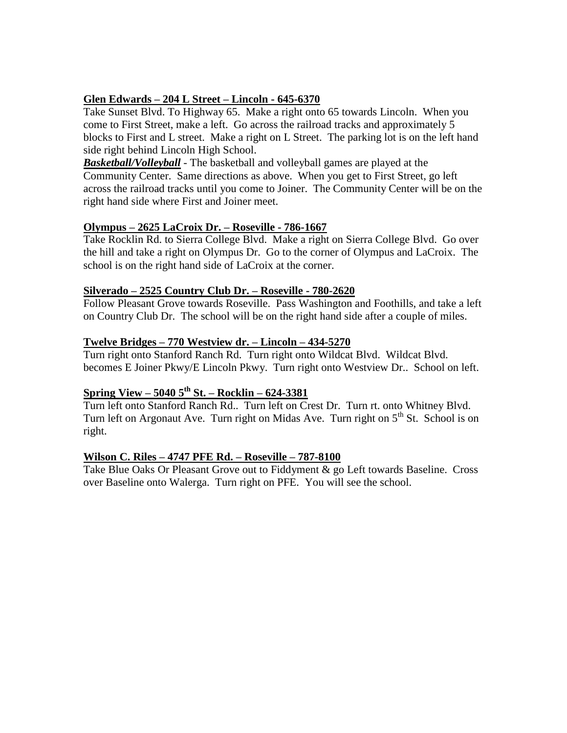**Glen Edwards – 204 L Street – Lincoln - 645-6370**

Take Sunset Blvd. To Highway 65. Make a right onto 65 towards Lincoln. When you come to First Street, make a left. Go across the railroad tracks and approximately 5 blocks to First and L street. Make a right on L Street. The parking lot is on the left hand side right behind Lincoln High School.

***Basketball/Volleyball*** - The basketball and volleyball games are played at the Community Center. Same directions as above. When you get to First Street, go left across the railroad tracks until you come to Joiner. The Community Center will be on the right hand side where First and Joiner meet.

**Olympus – 2625 LaCroix Dr. – Roseville - 786-1667**

Take Rocklin Rd. to Sierra College Blvd. Make a right on Sierra College Blvd. Go over the hill and take a right on Olympus Dr. Go to the corner of Olympus and LaCroix. The school is on the right hand side of LaCroix at the corner.

**Silverado – 2525 Country Club Dr. – Roseville - 780-2620**

Follow Pleasant Grove towards Roseville. Pass Washington and Foothills, and take a left on Country Club Dr. The school will be on the right hand side after a couple of miles.

**Twelve Bridges – 770 Westview dr. – Lincoln – 434-5270**

Turn right onto Stanford Ranch Rd. Turn right onto Wildcat Blvd. Wildcat Blvd. becomes E Joiner Pkwy/E Lincoln Pkwy. Turn right onto Westview Dr.. School on left.

**Spring View – 5040 5th St. – Rocklin – 624-3381**

Turn left onto Stanford Ranch Rd.. Turn left on Crest Dr. Turn rt. onto Whitney Blvd. Turn left on Argonaut Ave. Turn right on Midas Ave. Turn right on 5th St. School is on right.

**Wilson C. Riles – 4747 PFE Rd. – Roseville – 787-8100**

Take Blue Oaks Or Pleasant Grove out to Fiddyment & go Left towards Baseline. Cross over Baseline onto Walerga. Turn right on PFE. You will see the school.